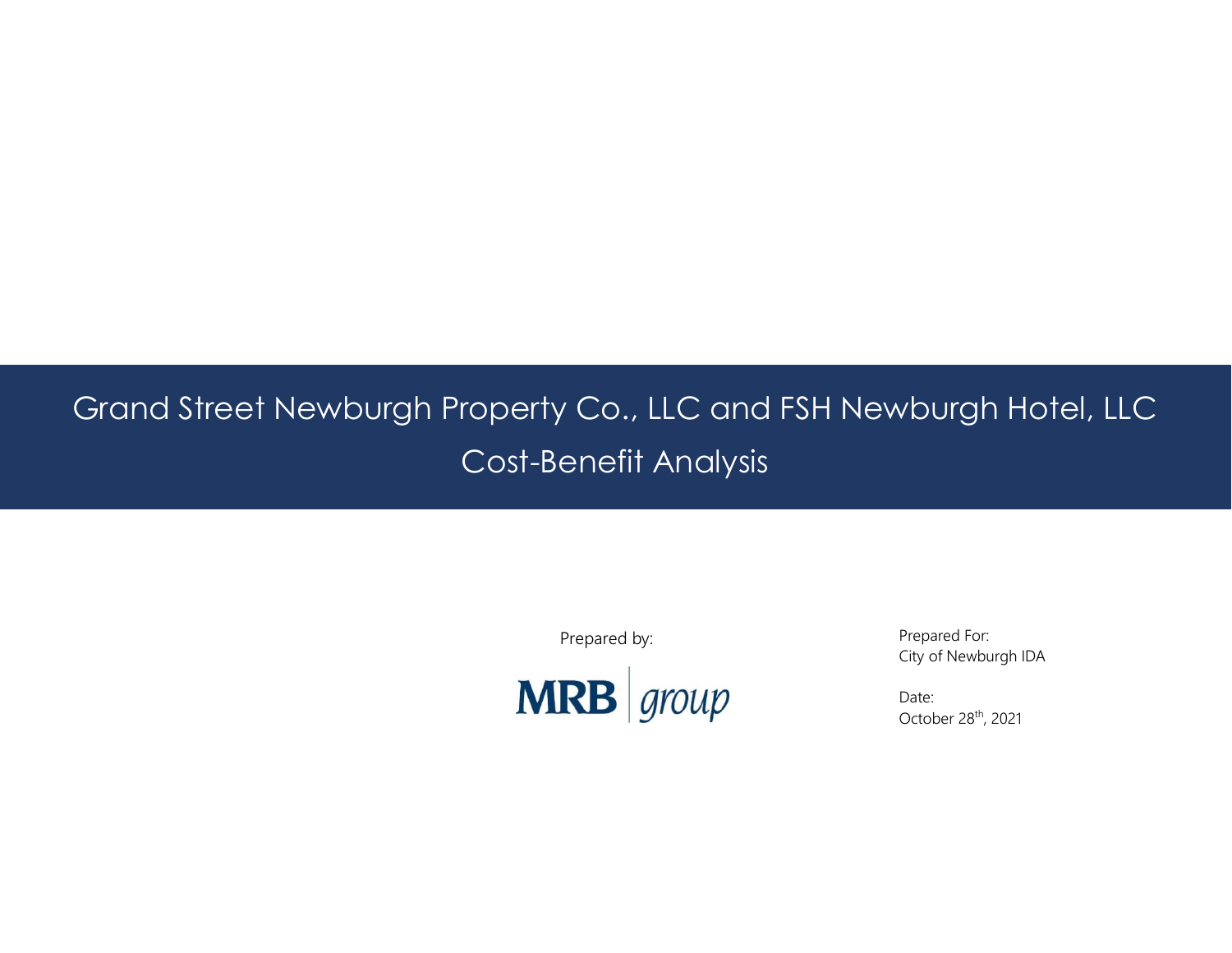# Grand Street Newburgh Property Co., LLC and FSH Newburgh Hotel, LLC

## Cost-Benefit Analysis

Prepared by:

MRB group

Prepared For:
City of Newburgh IDA

Date:
October 28th, 2021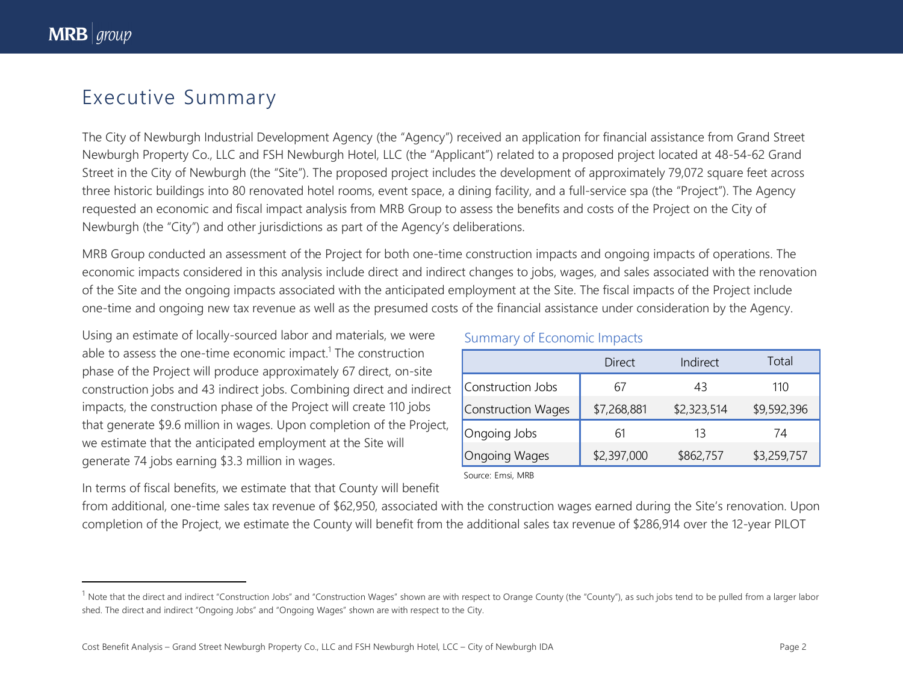# Executive Summary

The City of Newburgh Industrial Development Agency (the "Agency") received an application for financial assistance from Grand Street Newburgh Property Co., LLC and FSH Newburgh Hotel, LLC (the "Applicant") related to a proposed project located at 48-54-62 Grand Street in the City of Newburgh (the "Site"). The proposed project includes the development of approximately 79,072 square feet across three historic buildings into 80 renovated hotel rooms, event space, a dining facility, and a full-service spa (the "Project"). The Agency requested an economic and fiscal impact analysis from MRB Group to assess the benefits and costs of the Project on the City of Newburgh (the "City") and other jurisdictions as part of the Agency's deliberations.

MRB Group conducted an assessment of the Project for both one-time construction impacts and ongoing impacts of operations. The economic impacts considered in this analysis include direct and indirect changes to jobs, wages, and sales associated with the renovation of the Site and the ongoing impacts associated with the anticipated employment at the Site. The fiscal impacts of the Project include one-time and ongoing new tax revenue as well as the presumed costs of the financial assistance under consideration by the Agency.

Using an estimate of locally-sourced labor and materials, we were able to assess the one-time economic impact.[1] The construction phase of the Project will produce approximately 67 direct, on-site construction jobs and 43 indirect jobs. Combining direct and indirect impacts, the construction phase of the Project will create 110 jobs that generate $9.6 million in wages. Upon completion of the Project, we estimate that the anticipated employment at the Site will generate 74 jobs earning $3.3 million in wages.

**Summary of Economic Impacts**

| | Direct | Indirect | Total |
|---|---|---|---|
| Construction Jobs | 67 | 43 | 110 |
| Construction Wages | $7,268,881 | $2,323,514 | $9,592,396 |
| Ongoing Jobs | 61 | 13 | 74 |
| Ongoing Wages | $2,397,000 | $862,757 | $3,259,757 |

Source: Emsi, MRB

In terms of fiscal benefits, we estimate that that County will benefit from additional, one-time sales tax revenue of $62,950, associated with the construction wages earned during the Site's renovation. Upon completion of the Project, we estimate the County will benefit from the additional sales tax revenue of $286,914 over the 12-year PILOT

[1] Note that the direct and indirect "Construction Jobs" and "Construction Wages" shown are with respect to Orange County (the "County"), as such jobs tend to be pulled from a larger labor shed. The direct and indirect "Ongoing Jobs" and "Ongoing Wages" shown are with respect to the City.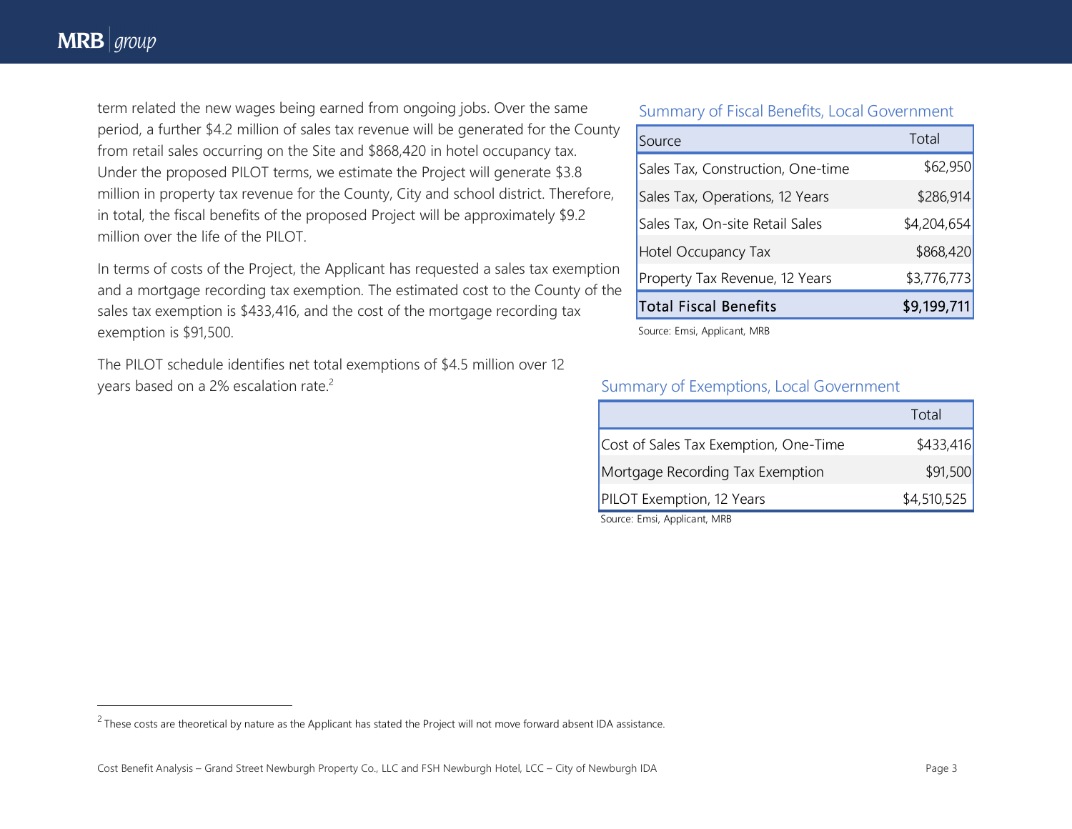term related the new wages being earned from ongoing jobs. Over the same period, a further $4.2 million of sales tax revenue will be generated for the County from retail sales occurring on the Site and $868,420 in hotel occupancy tax. Under the proposed PILOT terms, we estimate the Project will generate $3.8 million in property tax revenue for the County, City and school district. Therefore, in total, the fiscal benefits of the proposed Project will be approximately $9.2 million over the life of the PILOT.

In terms of costs of the Project, the Applicant has requested a sales tax exemption and a mortgage recording tax exemption. The estimated cost to the County of the sales tax exemption is $433,416, and the cost of the mortgage recording tax exemption is $91,500.

The PILOT schedule identifies net total exemptions of $4.5 million over 12 years based on a 2% escalation rate.[2]

**Summary of Fiscal Benefits, Local Government**

| Source | Total |
|---|---|
| Sales Tax, Construction, One-time | $62,950 |
| Sales Tax, Operations, 12 Years | $286,914 |
| Sales Tax, On-site Retail Sales | $4,204,654 |
| Hotel Occupancy Tax | $868,420 |
| Property Tax Revenue, 12 Years | $3,776,773 |
| **Total Fiscal Benefits** | **$9,199,711** |

Source: Emsi, Applicant, MRB

**Summary of Exemptions, Local Government**

| | Total |
|---|---|
| Cost of Sales Tax Exemption, One-Time | $433,416 |
| Mortgage Recording Tax Exemption | $91,500 |
| PILOT Exemption, 12 Years | $4,510,525 |

Source: Emsi, Applicant, MRB

[2] These costs are theoretical by nature as the Applicant has stated the Project will not move forward absent IDA assistance.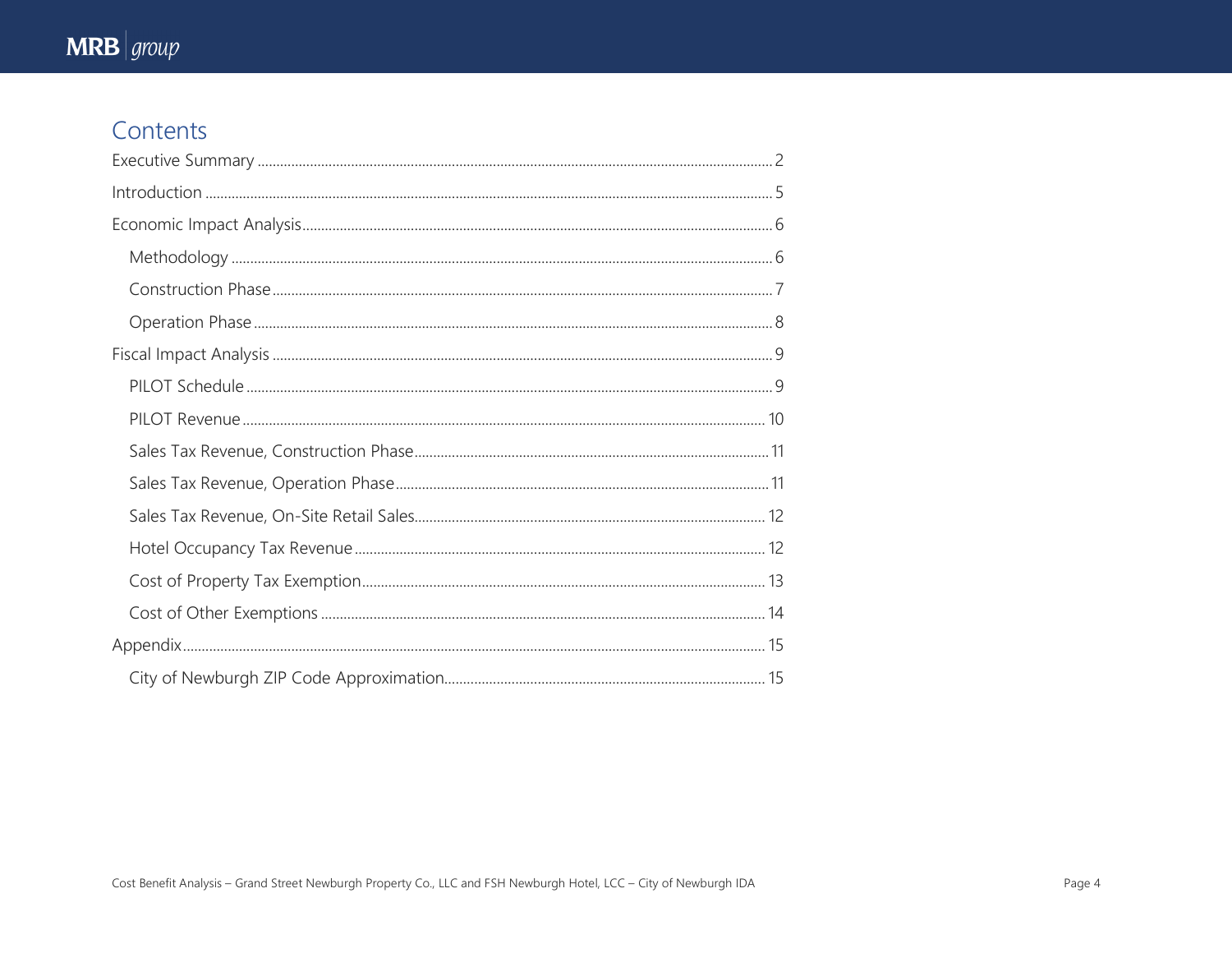# Contents

- Executive Summary ........ 2
- Introduction ........ 5
- Economic Impact Analysis ........ 6
  - Methodology ........ 6
  - Construction Phase ........ 7
  - Operation Phase ........ 8
- Fiscal Impact Analysis ........ 9
  - PILOT Schedule ........ 9
  - PILOT Revenue ........ 10
  - Sales Tax Revenue, Construction Phase ........ 11
  - Sales Tax Revenue, Operation Phase ........ 11
  - Sales Tax Revenue, On-Site Retail Sales ........ 12
  - Hotel Occupancy Tax Revenue ........ 12
  - Cost of Property Tax Exemption ........ 13
  - Cost of Other Exemptions ........ 14
- Appendix ........ 15
  - City of Newburgh ZIP Code Approximation ........ 15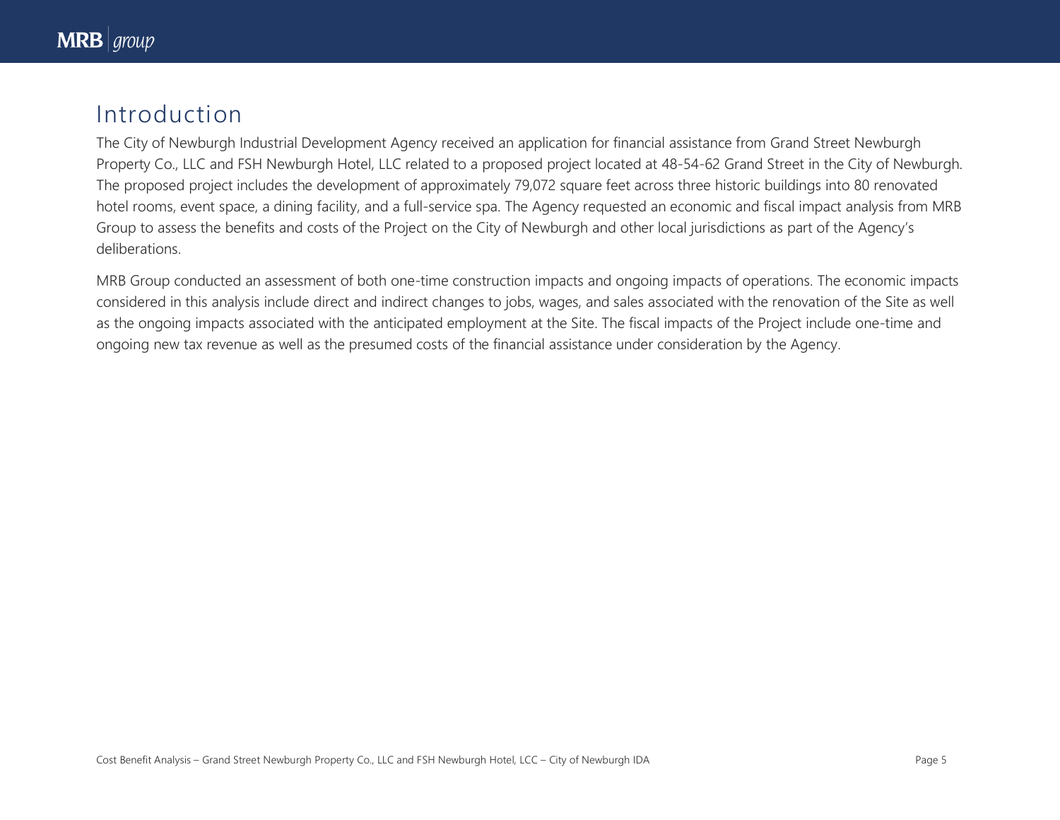# Introduction

The City of Newburgh Industrial Development Agency received an application for financial assistance from Grand Street Newburgh Property Co., LLC and FSH Newburgh Hotel, LLC related to a proposed project located at 48-54-62 Grand Street in the City of Newburgh. The proposed project includes the development of approximately 79,072 square feet across three historic buildings into 80 renovated hotel rooms, event space, a dining facility, and a full-service spa. The Agency requested an economic and fiscal impact analysis from MRB Group to assess the benefits and costs of the Project on the City of Newburgh and other local jurisdictions as part of the Agency's deliberations.

MRB Group conducted an assessment of both one-time construction impacts and ongoing impacts of operations. The economic impacts considered in this analysis include direct and indirect changes to jobs, wages, and sales associated with the renovation of the Site as well as the ongoing impacts associated with the anticipated employment at the Site. The fiscal impacts of the Project include one-time and ongoing new tax revenue as well as the presumed costs of the financial assistance under consideration by the Agency.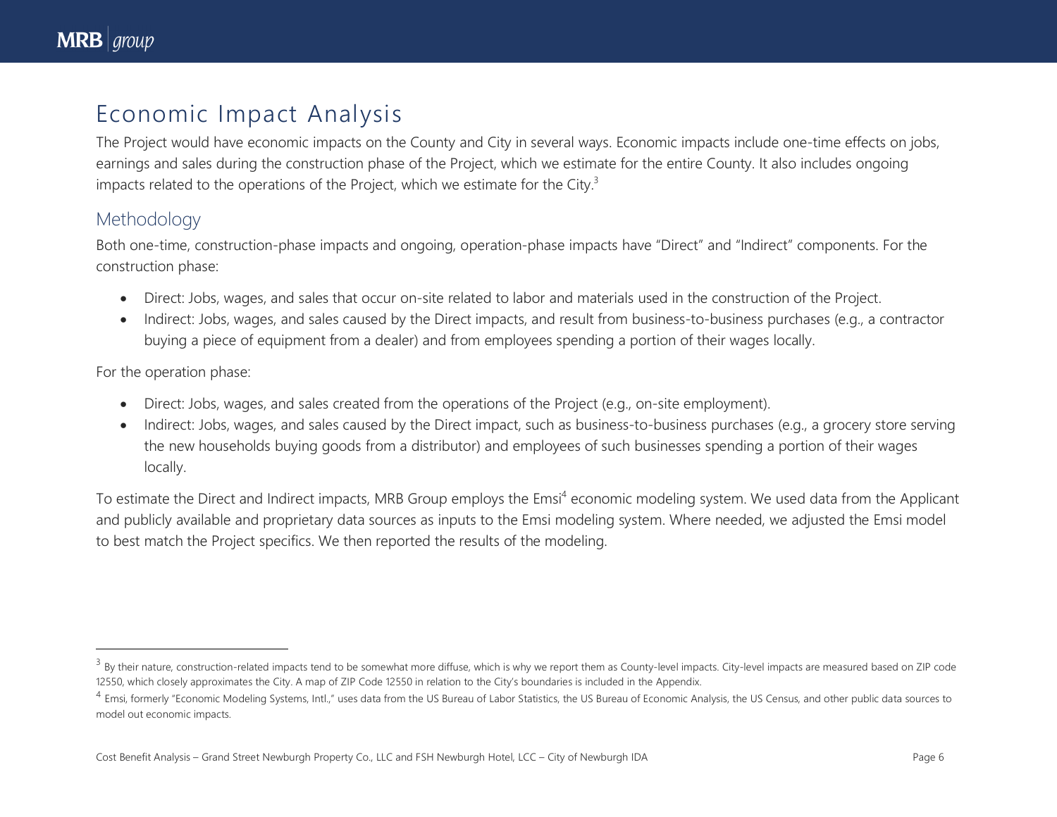# Economic Impact Analysis

The Project would have economic impacts on the County and City in several ways. Economic impacts include one-time effects on jobs, earnings and sales during the construction phase of the Project, which we estimate for the entire County. It also includes ongoing impacts related to the operations of the Project, which we estimate for the City.[3]

## Methodology

Both one-time, construction-phase impacts and ongoing, operation-phase impacts have "Direct" and "Indirect" components. For the construction phase:

- Direct: Jobs, wages, and sales that occur on-site related to labor and materials used in the construction of the Project.
- Indirect: Jobs, wages, and sales caused by the Direct impacts, and result from business-to-business purchases (e.g., a contractor buying a piece of equipment from a dealer) and from employees spending a portion of their wages locally.

For the operation phase:

- Direct: Jobs, wages, and sales created from the operations of the Project (e.g., on-site employment).
- Indirect: Jobs, wages, and sales caused by the Direct impact, such as business-to-business purchases (e.g., a grocery store serving the new households buying goods from a distributor) and employees of such businesses spending a portion of their wages locally.

To estimate the Direct and Indirect impacts, MRB Group employs the Emsi[4] economic modeling system. We used data from the Applicant and publicly available and proprietary data sources as inputs to the Emsi modeling system. Where needed, we adjusted the Emsi model to best match the Project specifics. We then reported the results of the modeling.

---

[3] By their nature, construction-related impacts tend to be somewhat more diffuse, which is why we report them as County-level impacts. City-level impacts are measured based on ZIP code 12550, which closely approximates the City. A map of ZIP Code 12550 in relation to the City's boundaries is included in the Appendix.

[4] Emsi, formerly "Economic Modeling Systems, Intl.," uses data from the US Bureau of Labor Statistics, the US Bureau of Economic Analysis, the US Census, and other public data sources to model out economic impacts.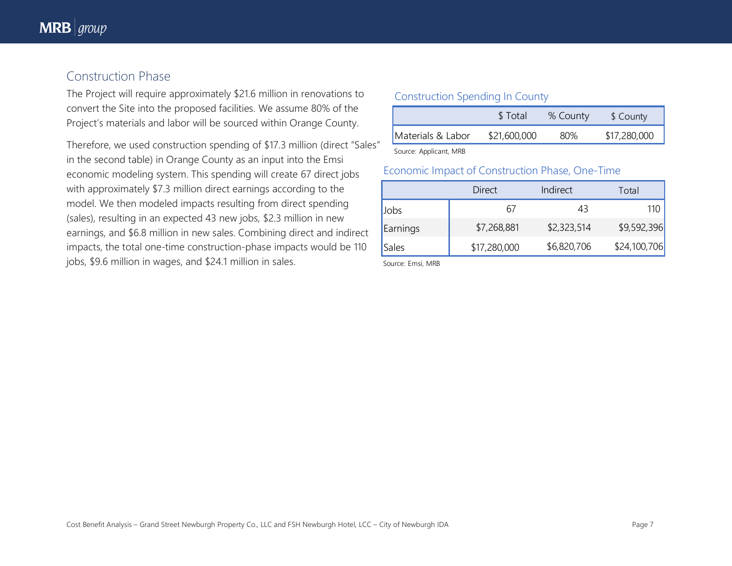## Construction Phase

The Project will require approximately $21.6 million in renovations to convert the Site into the proposed facilities. We assume 80% of the Project's materials and labor will be sourced within Orange County.

Therefore, we used construction spending of $17.3 million (direct "Sales" in the second table) in Orange County as an input into the Emsi economic modeling system. This spending will create 67 direct jobs with approximately $7.3 million direct earnings according to the model. We then modeled impacts resulting from direct spending (sales), resulting in an expected 43 new jobs, $2.3 million in new earnings, and $6.8 million in new sales. Combining direct and indirect impacts, the total one-time construction-phase impacts would be 110 jobs, $9.6 million in wages, and $24.1 million in sales.

### Construction Spending In County

| | $ Total | % County | $ County |
|---|---|---|---|
| Materials & Labor | $21,600,000 | 80% | $17,280,000 |

Source: Applicant, MRB

### Economic Impact of Construction Phase, One-Time

| | Direct | Indirect | Total |
|---|---|---|---|
| Jobs | 67 | 43 | 110 |
| Earnings | $7,268,881 | $2,323,514 | $9,592,396 |
| Sales | $17,280,000 | $6,820,706 | $24,100,706 |

Source: Emsi, MRB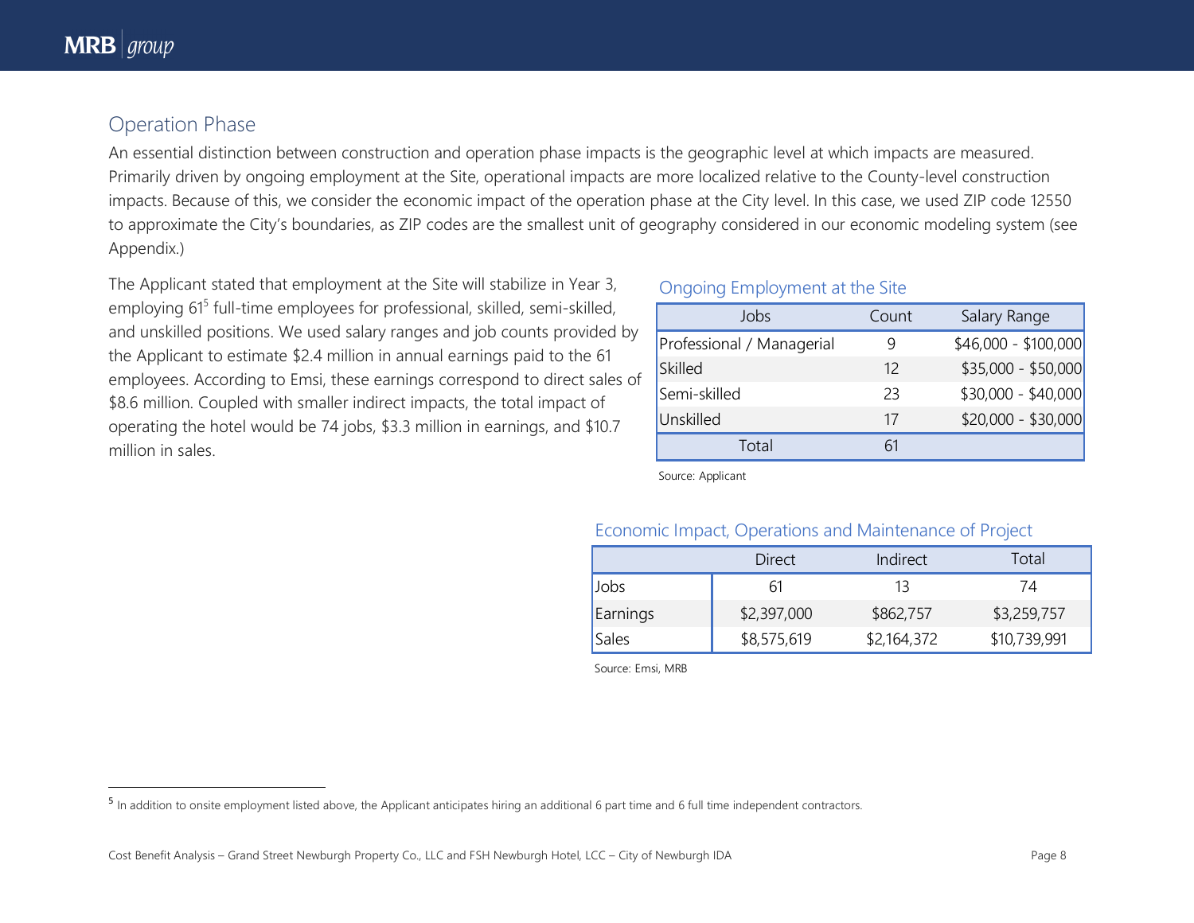## Operation Phase

An essential distinction between construction and operation phase impacts is the geographic level at which impacts are measured. Primarily driven by ongoing employment at the Site, operational impacts are more localized relative to the County-level construction impacts. Because of this, we consider the economic impact of the operation phase at the City level. In this case, we used ZIP code 12550 to approximate the City's boundaries, as ZIP codes are the smallest unit of geography considered in our economic modeling system (see Appendix.)

The Applicant stated that employment at the Site will stabilize in Year 3, employing 61[5] full-time employees for professional, skilled, semi-skilled, and unskilled positions. We used salary ranges and job counts provided by the Applicant to estimate $2.4 million in annual earnings paid to the 61 employees. According to Emsi, these earnings correspond to direct sales of $8.6 million. Coupled with smaller indirect impacts, the total impact of operating the hotel would be 74 jobs, $3.3 million in earnings, and $10.7 million in sales.

### Ongoing Employment at the Site

| Jobs | Count | Salary Range |
|---|---|---|
| Professional / Managerial | 9 | $46,000 - $100,000 |
| Skilled | 12 | $35,000 - $50,000 |
| Semi-skilled | 23 | $30,000 - $40,000 |
| Unskilled | 17 | $20,000 - $30,000 |
| Total | 61 | |

Source: Applicant

### Economic Impact, Operations and Maintenance of Project

| | Direct | Indirect | Total |
|---|---|---|---|
| Jobs | 61 | 13 | 74 |
| Earnings | $2,397,000 | $862,757 | $3,259,757 |
| Sales | $8,575,619 | $2,164,372 | $10,739,991 |

Source: Emsi, MRB

---

[5] In addition to onsite employment listed above, the Applicant anticipates hiring an additional 6 part time and 6 full time independent contractors.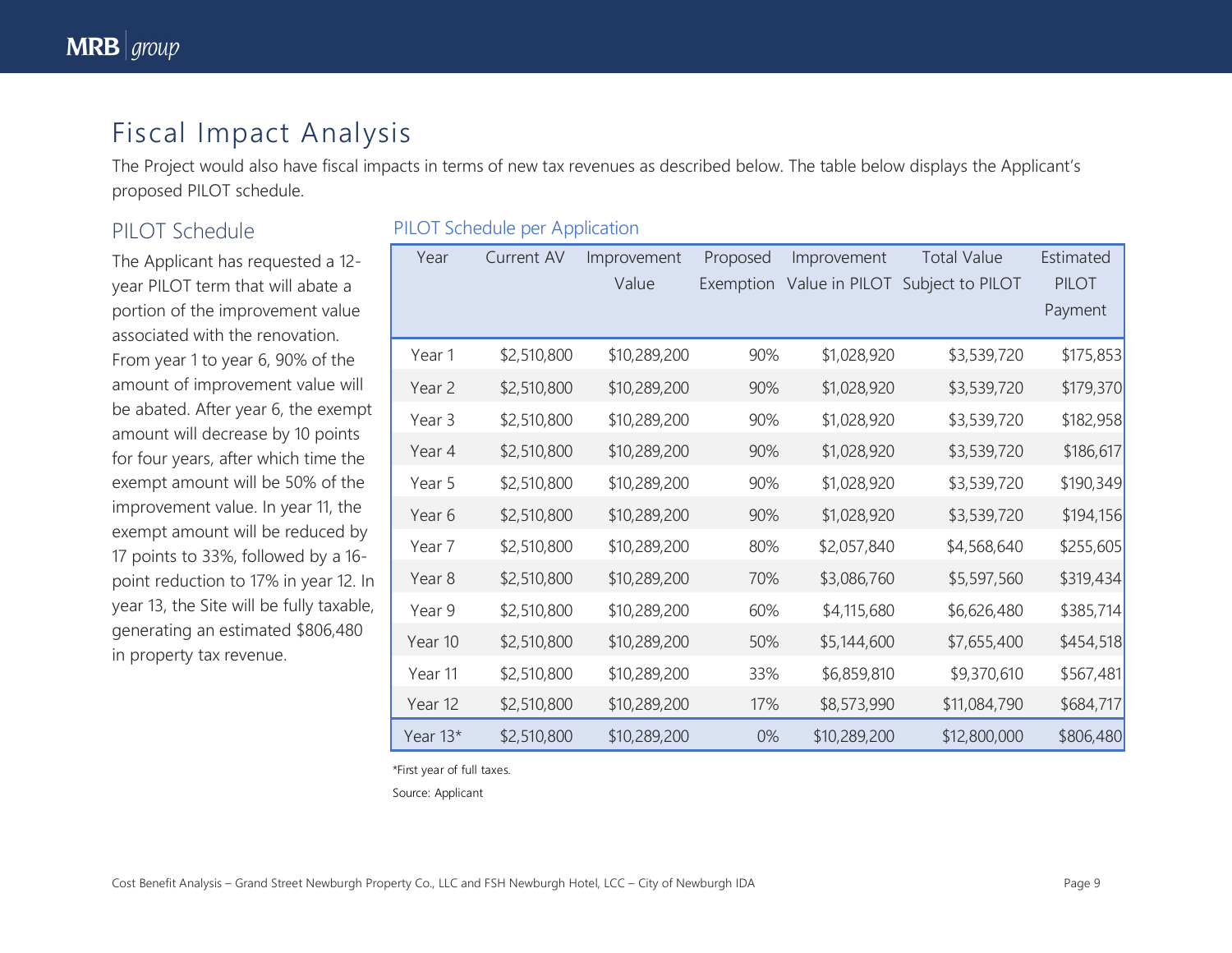# Fiscal Impact Analysis

The Project would also have fiscal impacts in terms of new tax revenues as described below. The table below displays the Applicant's proposed PILOT schedule.

## PILOT Schedule

The Applicant has requested a 12-year PILOT term that will abate a portion of the improvement value associated with the renovation. From year 1 to year 6, 90% of the amount of improvement value will be abated. After year 6, the exempt amount will decrease by 10 points for four years, after which time the exempt amount will be 50% of the improvement value. In year 11, the exempt amount will be reduced by 17 points to 33%, followed by a 16-point reduction to 17% in year 12. In year 13, the Site will be fully taxable, generating an estimated $806,480 in property tax revenue.

### PILOT Schedule per Application

| Year | Current AV | Improvement Value | Proposed Exemption | Improvement Value in PILOT | Total Value Subject to PILOT | Estimated PILOT Payment |
|---|---|---|---|---|---|---|
| Year 1 | $2,510,800 | $10,289,200 | 90% | $1,028,920 | $3,539,720 | $175,853 |
| Year 2 | $2,510,800 | $10,289,200 | 90% | $1,028,920 | $3,539,720 | $179,370 |
| Year 3 | $2,510,800 | $10,289,200 | 90% | $1,028,920 | $3,539,720 | $182,958 |
| Year 4 | $2,510,800 | $10,289,200 | 90% | $1,028,920 | $3,539,720 | $186,617 |
| Year 5 | $2,510,800 | $10,289,200 | 90% | $1,028,920 | $3,539,720 | $190,349 |
| Year 6 | $2,510,800 | $10,289,200 | 90% | $1,028,920 | $3,539,720 | $194,156 |
| Year 7 | $2,510,800 | $10,289,200 | 80% | $2,057,840 | $4,568,640 | $255,605 |
| Year 8 | $2,510,800 | $10,289,200 | 70% | $3,086,760 | $5,597,560 | $319,434 |
| Year 9 | $2,510,800 | $10,289,200 | 60% | $4,115,680 | $6,626,480 | $385,714 |
| Year 10 | $2,510,800 | $10,289,200 | 50% | $5,144,600 | $7,655,400 | $454,518 |
| Year 11 | $2,510,800 | $10,289,200 | 33% | $6,859,810 | $9,370,610 | $567,481 |
| Year 12 | $2,510,800 | $10,289,200 | 17% | $8,573,990 | $11,084,790 | $684,717 |
| Year 13* | $2,510,800 | $10,289,200 | 0% | $10,289,200 | $12,800,000 | $806,480 |

*First year of full taxes.

Source: Applicant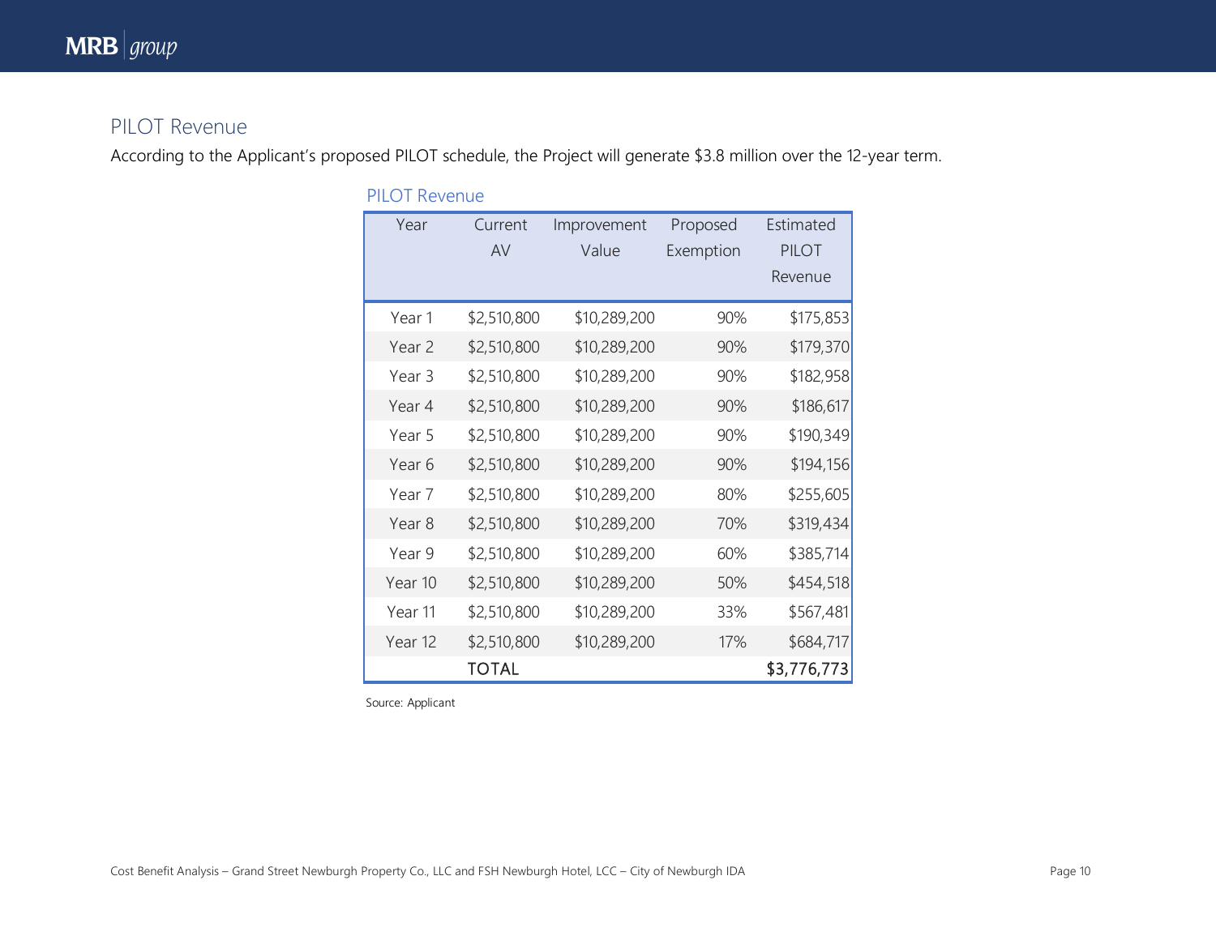## PILOT Revenue

According to the Applicant's proposed PILOT schedule, the Project will generate $3.8 million over the 12-year term.

PILOT Revenue

| Year | Current AV | Improvement Value | Proposed Exemption | Estimated PILOT Revenue |
|---|---|---|---|---|
| Year 1 | $2,510,800 | $10,289,200 | 90% | $175,853 |
| Year 2 | $2,510,800 | $10,289,200 | 90% | $179,370 |
| Year 3 | $2,510,800 | $10,289,200 | 90% | $182,958 |
| Year 4 | $2,510,800 | $10,289,200 | 90% | $186,617 |
| Year 5 | $2,510,800 | $10,289,200 | 90% | $190,349 |
| Year 6 | $2,510,800 | $10,289,200 | 90% | $194,156 |
| Year 7 | $2,510,800 | $10,289,200 | 80% | $255,605 |
| Year 8 | $2,510,800 | $10,289,200 | 70% | $319,434 |
| Year 9 | $2,510,800 | $10,289,200 | 60% | $385,714 |
| Year 10 | $2,510,800 | $10,289,200 | 50% | $454,518 |
| Year 11 | $2,510,800 | $10,289,200 | 33% | $567,481 |
| Year 12 | $2,510,800 | $10,289,200 | 17% | $684,717 |
| | TOTAL | | | $3,776,773 |

Source: Applicant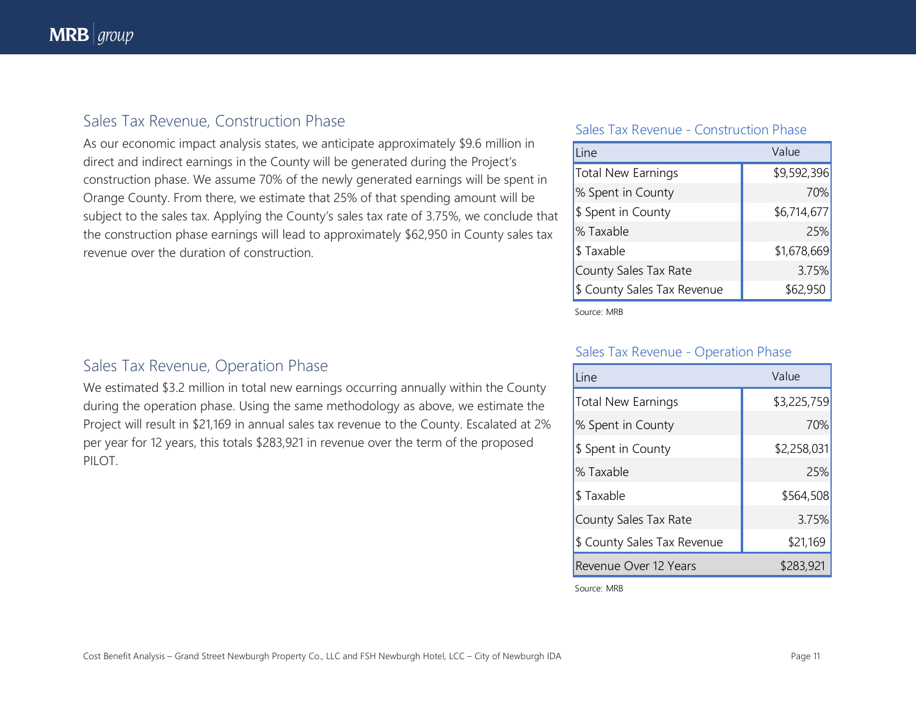## Sales Tax Revenue, Construction Phase

As our economic impact analysis states, we anticipate approximately $9.6 million in direct and indirect earnings in the County will be generated during the Project's construction phase. We assume 70% of the newly generated earnings will be spent in Orange County. From there, we estimate that 25% of that spending amount will be subject to the sales tax. Applying the County's sales tax rate of 3.75%, we conclude that the construction phase earnings will lead to approximately $62,950 in County sales tax revenue over the duration of construction.

### Sales Tax Revenue - Construction Phase

| Line | Value |
|---|---|
| Total New Earnings | $9,592,396 |
| % Spent in County | 70% |
| $ Spent in County | $6,714,677 |
| % Taxable | 25% |
| $ Taxable | $1,678,669 |
| County Sales Tax Rate | 3.75% |
| $ County Sales Tax Revenue | $62,950 |

Source: MRB

## Sales Tax Revenue, Operation Phase

We estimated $3.2 million in total new earnings occurring annually within the County during the operation phase. Using the same methodology as above, we estimate the Project will result in $21,169 in annual sales tax revenue to the County. Escalated at 2% per year for 12 years, this totals $283,921 in revenue over the term of the proposed PILOT.

### Sales Tax Revenue - Operation Phase

| Line | Value |
|---|---|
| Total New Earnings | $3,225,759 |
| % Spent in County | 70% |
| $ Spent in County | $2,258,031 |
| % Taxable | 25% |
| $ Taxable | $564,508 |
| County Sales Tax Rate | 3.75% |
| $ County Sales Tax Revenue | $21,169 |
| Revenue Over 12 Years | $283,921 |

Source: MRB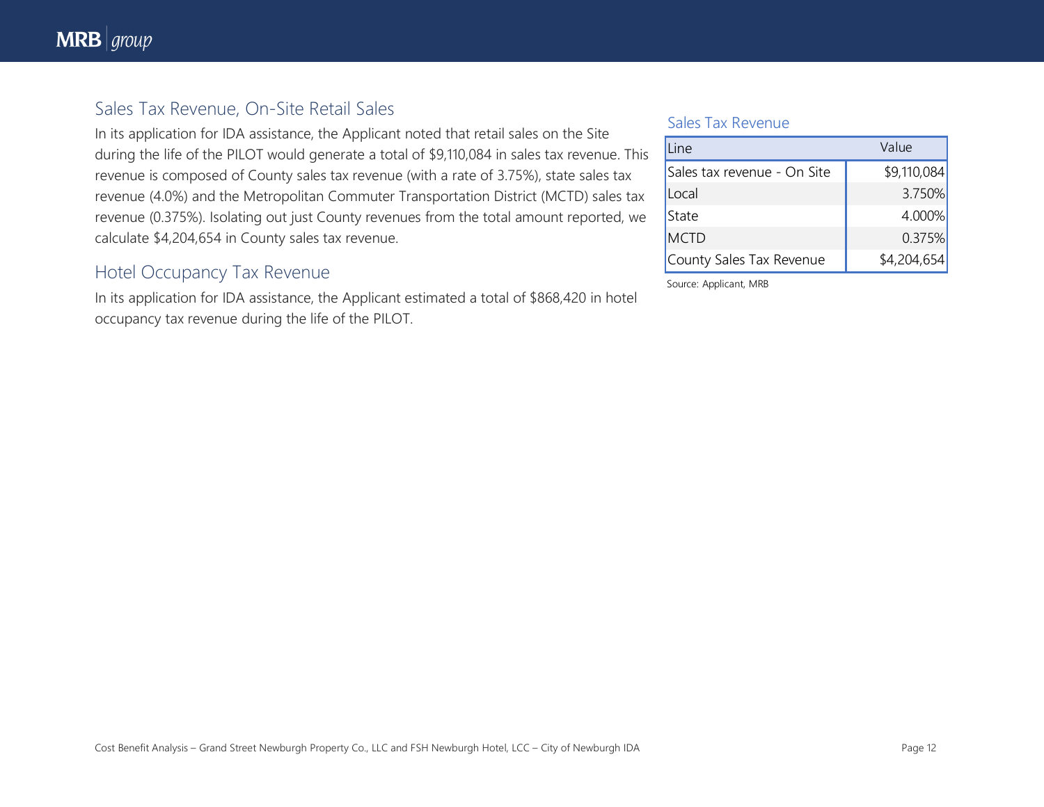## Sales Tax Revenue, On-Site Retail Sales

In its application for IDA assistance, the Applicant noted that retail sales on the Site during the life of the PILOT would generate a total of $9,110,084 in sales tax revenue. This revenue is composed of County sales tax revenue (with a rate of 3.75%), state sales tax revenue (4.0%) and the Metropolitan Commuter Transportation District (MCTD) sales tax revenue (0.375%). Isolating out just County revenues from the total amount reported, we calculate $4,204,654 in County sales tax revenue.

### Sales Tax Revenue

| Line | Value |
|---|---|
| Sales tax revenue - On Site | $9,110,084 |
| Local | 3.750% |
| State | 4.000% |
| MCTD | 0.375% |
| County Sales Tax Revenue | $4,204,654 |

Source: Applicant, MRB

## Hotel Occupancy Tax Revenue

In its application for IDA assistance, the Applicant estimated a total of $868,420 in hotel occupancy tax revenue during the life of the PILOT.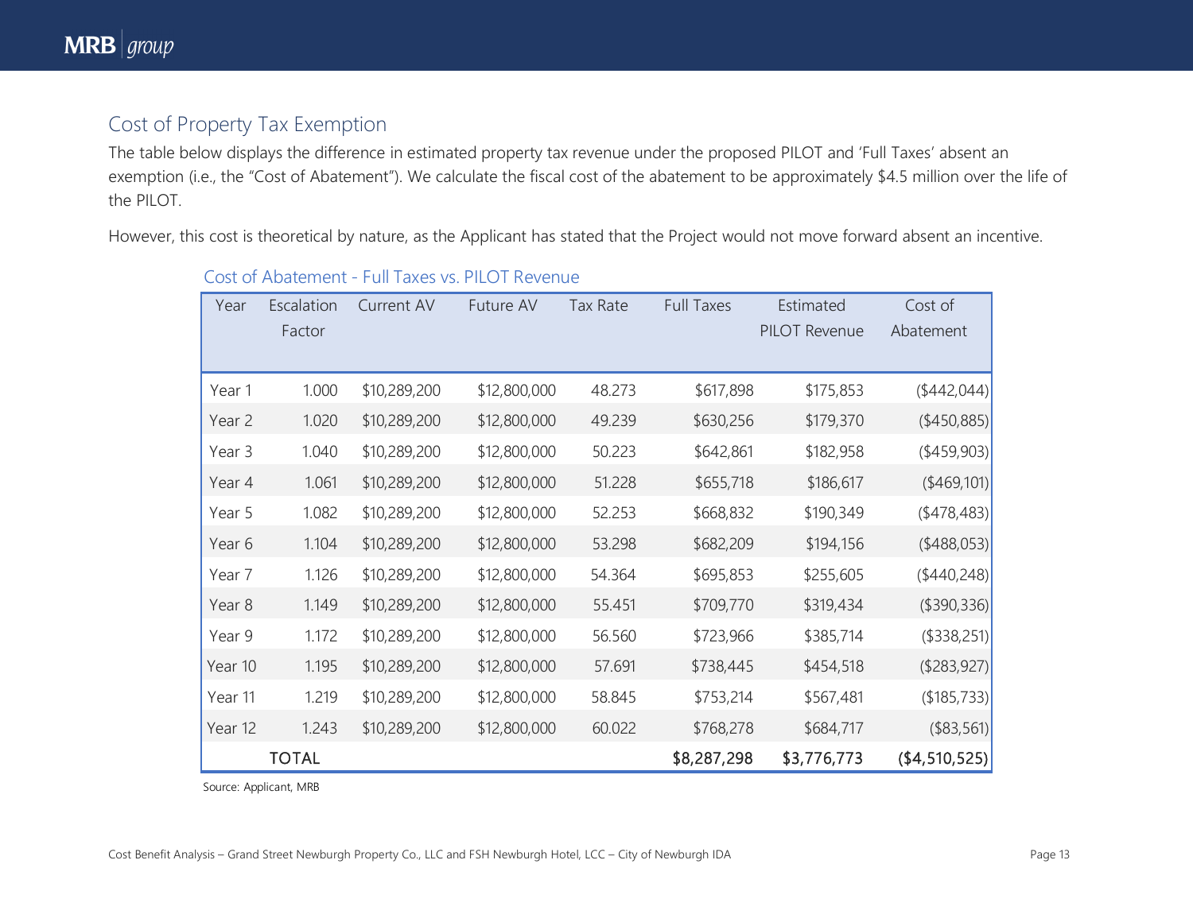## Cost of Property Tax Exemption

The table below displays the difference in estimated property tax revenue under the proposed PILOT and 'Full Taxes' absent an exemption (i.e., the "Cost of Abatement"). We calculate the fiscal cost of the abatement to be approximately $4.5 million over the life of the PILOT.

However, this cost is theoretical by nature, as the Applicant has stated that the Project would not move forward absent an incentive.

### Cost of Abatement - Full Taxes vs. PILOT Revenue

| Year | Escalation Factor | Current AV | Future AV | Tax Rate | Full Taxes | Estimated PILOT Revenue | Cost of Abatement |
|---|---|---|---|---|---|---|---|
| Year 1 | 1.000 | $10,289,200 | $12,800,000 | 48.273 | $617,898 | $175,853 | ($442,044) |
| Year 2 | 1.020 | $10,289,200 | $12,800,000 | 49.239 | $630,256 | $179,370 | ($450,885) |
| Year 3 | 1.040 | $10,289,200 | $12,800,000 | 50.223 | $642,861 | $182,958 | ($459,903) |
| Year 4 | 1.061 | $10,289,200 | $12,800,000 | 51.228 | $655,718 | $186,617 | ($469,101) |
| Year 5 | 1.082 | $10,289,200 | $12,800,000 | 52.253 | $668,832 | $190,349 | ($478,483) |
| Year 6 | 1.104 | $10,289,200 | $12,800,000 | 53.298 | $682,209 | $194,156 | ($488,053) |
| Year 7 | 1.126 | $10,289,200 | $12,800,000 | 54.364 | $695,853 | $255,605 | ($440,248) |
| Year 8 | 1.149 | $10,289,200 | $12,800,000 | 55.451 | $709,770 | $319,434 | ($390,336) |
| Year 9 | 1.172 | $10,289,200 | $12,800,000 | 56.560 | $723,966 | $385,714 | ($338,251) |
| Year 10 | 1.195 | $10,289,200 | $12,800,000 | 57.691 | $738,445 | $454,518 | ($283,927) |
| Year 11 | 1.219 | $10,289,200 | $12,800,000 | 58.845 | $753,214 | $567,481 | ($185,733) |
| Year 12 | 1.243 | $10,289,200 | $12,800,000 | 60.022 | $768,278 | $684,717 | ($83,561) |
| | TOTAL | | | | $8,287,298 | $3,776,773 | ($4,510,525) |

Source: Applicant, MRB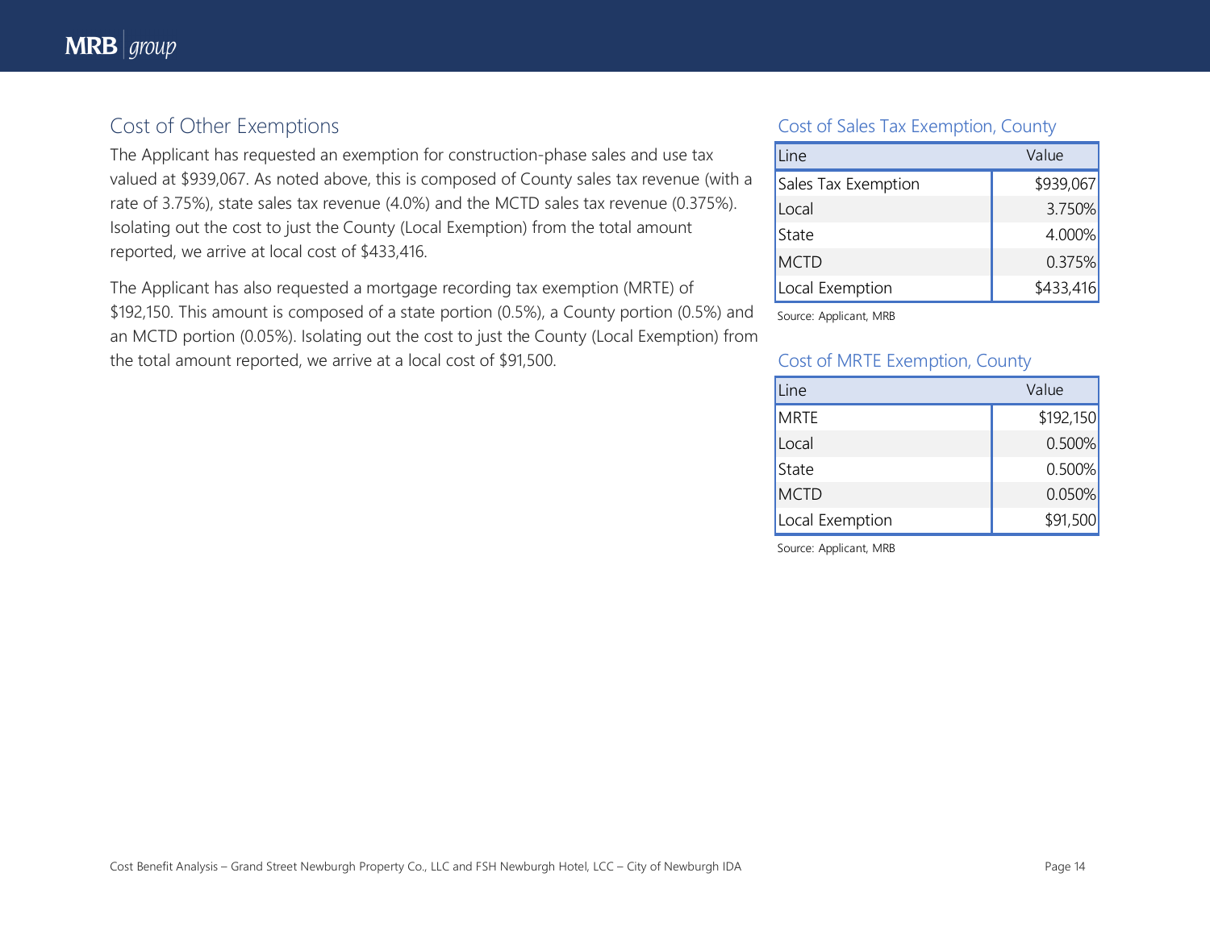## Cost of Other Exemptions

The Applicant has requested an exemption for construction-phase sales and use tax valued at $939,067. As noted above, this is composed of County sales tax revenue (with a rate of 3.75%), state sales tax revenue (4.0%) and the MCTD sales tax revenue (0.375%). Isolating out the cost to just the County (Local Exemption) from the total amount reported, we arrive at local cost of $433,416.

The Applicant has also requested a mortgage recording tax exemption (MRTE) of $192,150. This amount is composed of a state portion (0.5%), a County portion (0.5%) and an MCTD portion (0.05%). Isolating out the cost to just the County (Local Exemption) from the total amount reported, we arrive at a local cost of $91,500.

### Cost of Sales Tax Exemption, County

| Line | Value |
| --- | --- |
| Sales Tax Exemption | $939,067 |
| Local | 3.750% |
| State | 4.000% |
| MCTD | 0.375% |
| Local Exemption | $433,416 |

Source: Applicant, MRB

### Cost of MRTE Exemption, County

| Line | Value |
| --- | --- |
| MRTE | $192,150 |
| Local | 0.500% |
| State | 0.500% |
| MCTD | 0.050% |
| Local Exemption | $91,500 |

Source: Applicant, MRB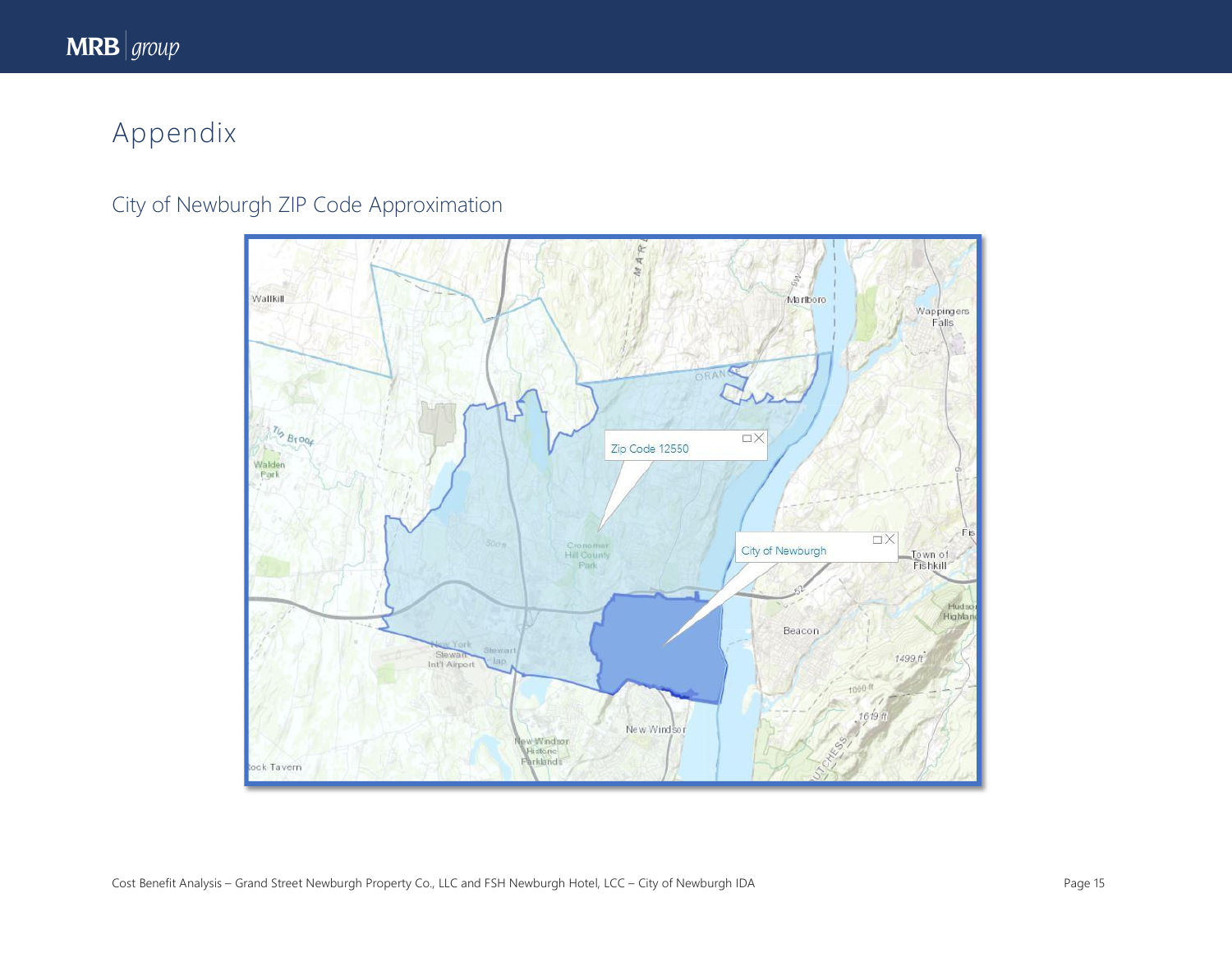# Appendix

## City of Newburgh ZIP Code Approximation

Zip Code 12550

City of Newburgh